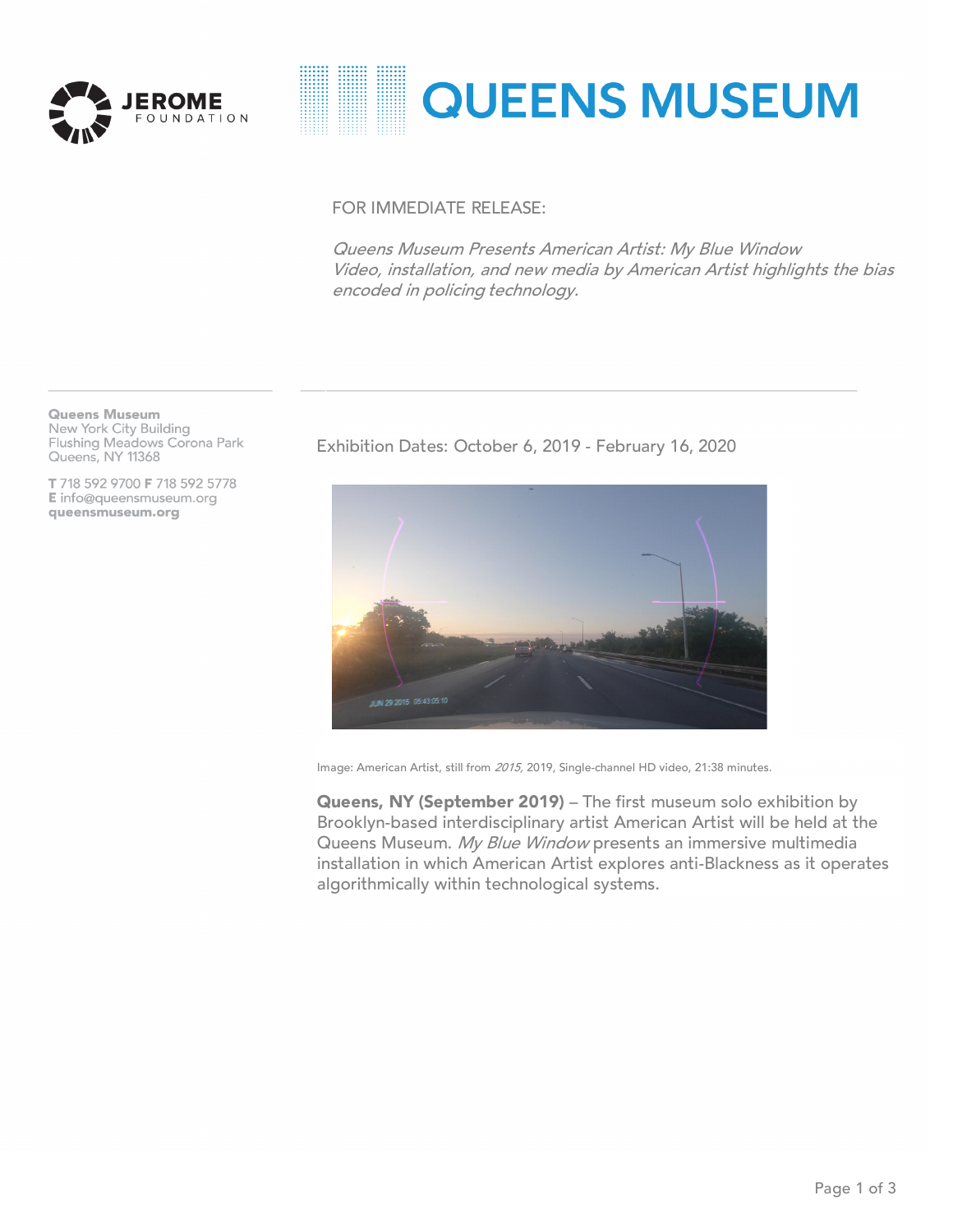JEROME FOUNDATION

QUEENS MUSEUM

FOR IMMEDIATE RELEASE:

*Queens Museum Presents American Artist: My Blue Window*
*Video, installation, and new media by American Artist highlights the bias encoded in policing technology.*

**Queens Museum**
New York City Building
Flushing Meadows Corona Park
Queens, NY 11368

**T** 718 592 9700 **F** 718 592 5778
**E** info@queensmuseum.org
**queensmuseum.org**

Exhibition Dates: October 6, 2019 - February 16, 2020

Image: American Artist, still from *2015,* 2019, Single-channel HD video, 21:38 minutes.

**Queens, NY (September 2019)** – The first museum solo exhibition by Brooklyn-based interdisciplinary artist American Artist will be held at the Queens Museum. *My Blue Window* presents an immersive multimedia installation in which American Artist explores anti-Blackness as it operates algorithmically within technological systems.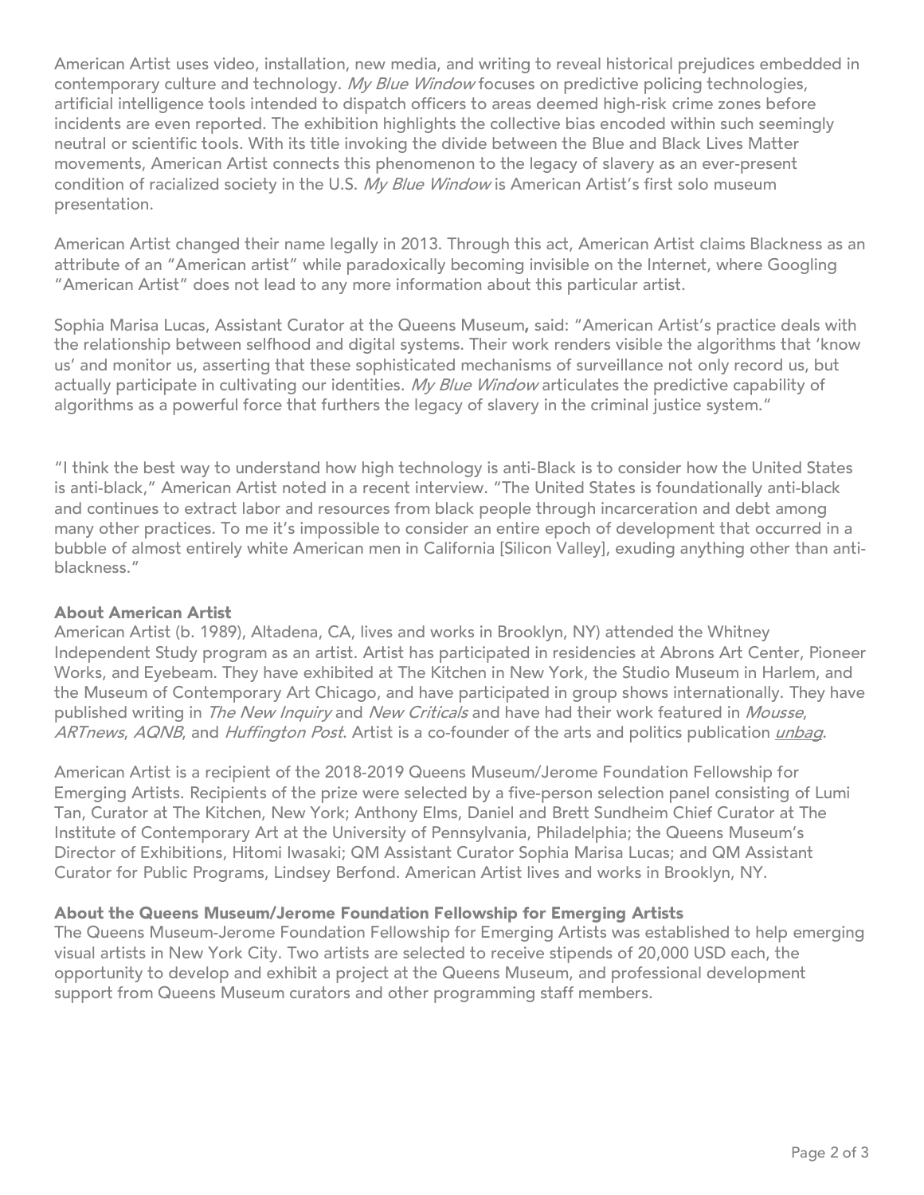American Artist uses video, installation, new media, and writing to reveal historical prejudices embedded in contemporary culture and technology. *My Blue Window* focuses on predictive policing technologies, artificial intelligence tools intended to dispatch officers to areas deemed high-risk crime zones before incidents are even reported. The exhibition highlights the collective bias encoded within such seemingly neutral or scientific tools. With its title invoking the divide between the Blue and Black Lives Matter movements, American Artist connects this phenomenon to the legacy of slavery as an ever-present condition of racialized society in the U.S. *My Blue Window* is American Artist's first solo museum presentation.

American Artist changed their name legally in 2013. Through this act, American Artist claims Blackness as an attribute of an "American artist" while paradoxically becoming invisible on the Internet, where Googling "American Artist" does not lead to any more information about this particular artist.

Sophia Marisa Lucas, Assistant Curator at the Queens Museum**,** said: "American Artist's practice deals with the relationship between selfhood and digital systems. Their work renders visible the algorithms that 'know us' and monitor us, asserting that these sophisticated mechanisms of surveillance not only record us, but actually participate in cultivating our identities. *My Blue Window* articulates the predictive capability of algorithms as a powerful force that furthers the legacy of slavery in the criminal justice system."

"I think the best way to understand how high technology is anti-Black is to consider how the United States is anti-black," American Artist noted in a recent interview. "The United States is foundationally anti-black and continues to extract labor and resources from black people through incarceration and debt among many other practices. To me it's impossible to consider an entire epoch of development that occurred in a bubble of almost entirely white American men in California [Silicon Valley], exuding anything other than anti-blackness."

**About American Artist**

American Artist (b. 1989), Altadena, CA, lives and works in Brooklyn, NY) attended the Whitney Independent Study program as an artist. Artist has participated in residencies at Abrons Art Center, Pioneer Works, and Eyebeam. They have exhibited at The Kitchen in New York, the Studio Museum in Harlem, and the Museum of Contemporary Art Chicago, and have participated in group shows internationally. They have published writing in *The New Inquiry* and *New Criticals* and have had their work featured in *Mousse*, *ARTnews*, *AQNB*, and *Huffington Post*. Artist is a co-founder of the arts and politics publication *unbag*.

American Artist is a recipient of the 2018-2019 Queens Museum/Jerome Foundation Fellowship for Emerging Artists. Recipients of the prize were selected by a five-person selection panel consisting of Lumi Tan, Curator at The Kitchen, New York; Anthony Elms, Daniel and Brett Sundheim Chief Curator at The Institute of Contemporary Art at the University of Pennsylvania, Philadelphia; the Queens Museum's Director of Exhibitions, Hitomi Iwasaki; QM Assistant Curator Sophia Marisa Lucas; and QM Assistant Curator for Public Programs, Lindsey Berfond. American Artist lives and works in Brooklyn, NY.

**About the Queens Museum/Jerome Foundation Fellowship for Emerging Artists**

The Queens Museum-Jerome Foundation Fellowship for Emerging Artists was established to help emerging visual artists in New York City. Two artists are selected to receive stipends of 20,000 USD each, the opportunity to develop and exhibit a project at the Queens Museum, and professional development support from Queens Museum curators and other programming staff members.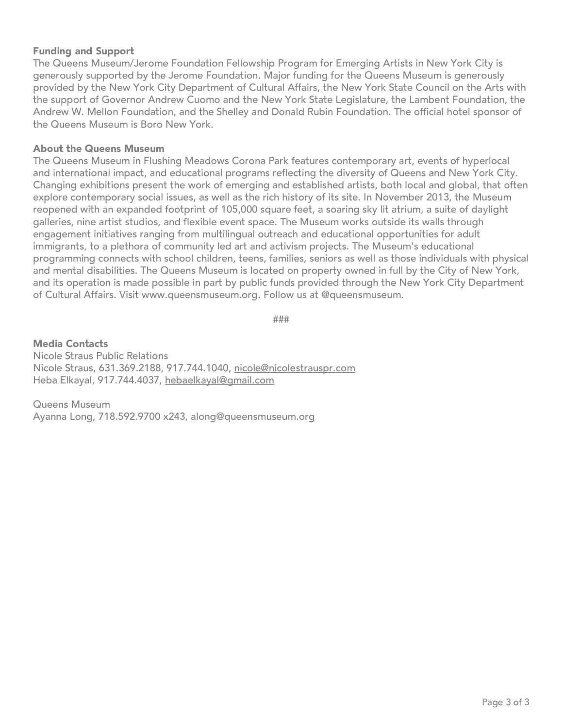**Funding and Support**

The Queens Museum/Jerome Foundation Fellowship Program for Emerging Artists in New York City is generously supported by the Jerome Foundation. Major funding for the Queens Museum is generously provided by the New York City Department of Cultural Affairs, the New York State Council on the Arts with the support of Governor Andrew Cuomo and the New York State Legislature, the Lambent Foundation, the Andrew W. Mellon Foundation, and the Shelley and Donald Rubin Foundation. The official hotel sponsor of the Queens Museum is Boro New York.

**About the Queens Museum**

The Queens Museum in Flushing Meadows Corona Park features contemporary art, events of hyperlocal and international impact, and educational programs reflecting the diversity of Queens and New York City. Changing exhibitions present the work of emerging and established artists, both local and global, that often explore contemporary social issues, as well as the rich history of its site. In November 2013, the Museum reopened with an expanded footprint of 105,000 square feet, a soaring sky lit atrium, a suite of daylight galleries, nine artist studios, and flexible event space. The Museum works outside its walls through engagement initiatives ranging from multilingual outreach and educational opportunities for adult immigrants, to a plethora of community led art and activism projects. The Museum's educational programming connects with school children, teens, families, seniors as well as those individuals with physical and mental disabilities. The Queens Museum is located on property owned in full by the City of New York, and its operation is made possible in part by public funds provided through the New York City Department of Cultural Affairs. Visit www.queensmuseum.org. Follow us at @queensmuseum.

###

**Media Contacts**

Nicole Straus Public Relations
Nicole Straus, 631.369.2188, 917.744.1040, nicole@nicolestrauspr.com
Heba Elkayal, 917.744.4037, hebaelkayal@gmail.com

Queens Museum
Ayanna Long, 718.592.9700 x243, along@queensmuseum.org